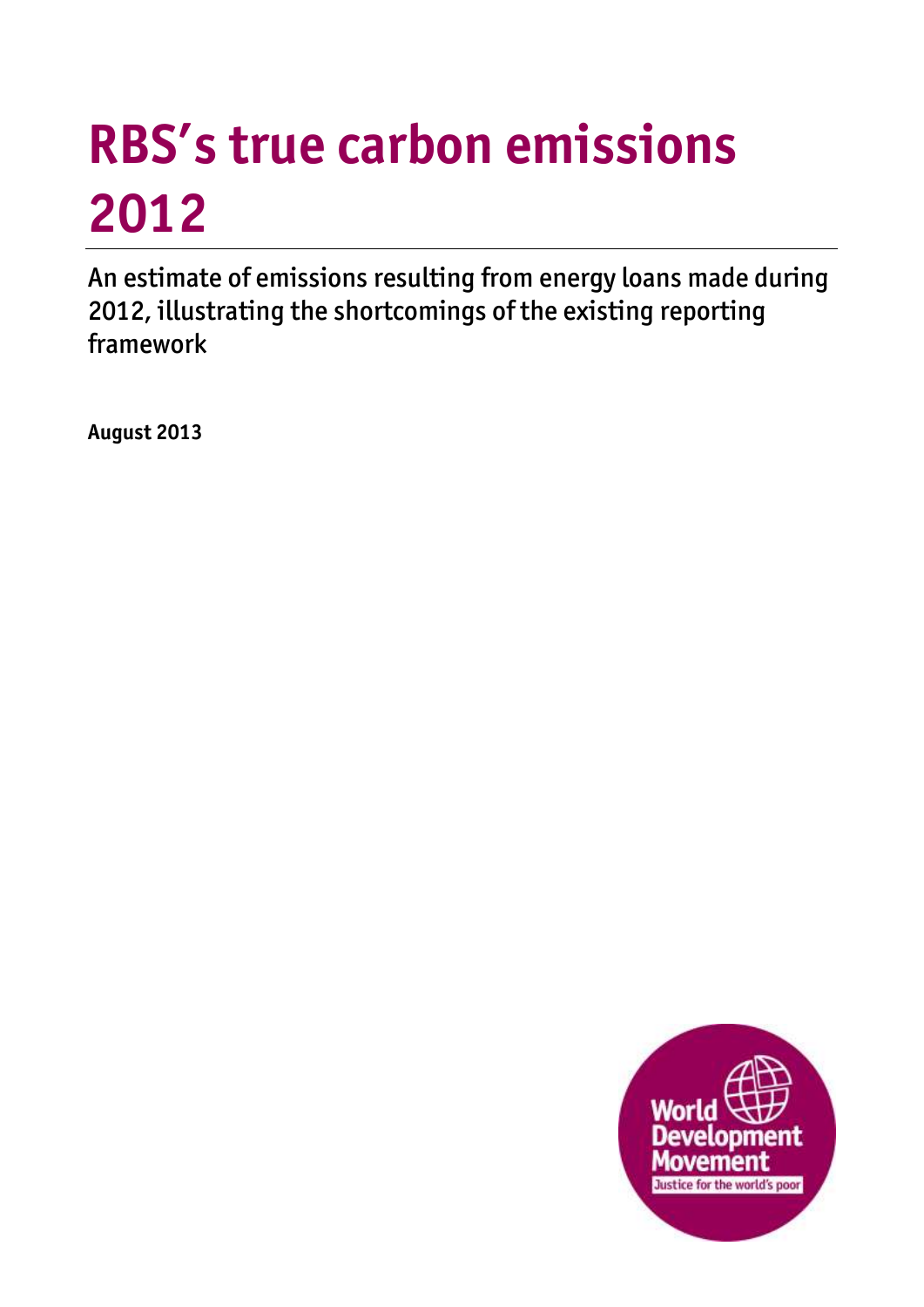# RBS's true carbon emissions 2012

An estimate of emissions resulting from energy loans made during 2012, illustrating the shortcomings of the existing reporting framework

**August 2013**

World Development Movement

Justice for the world's poor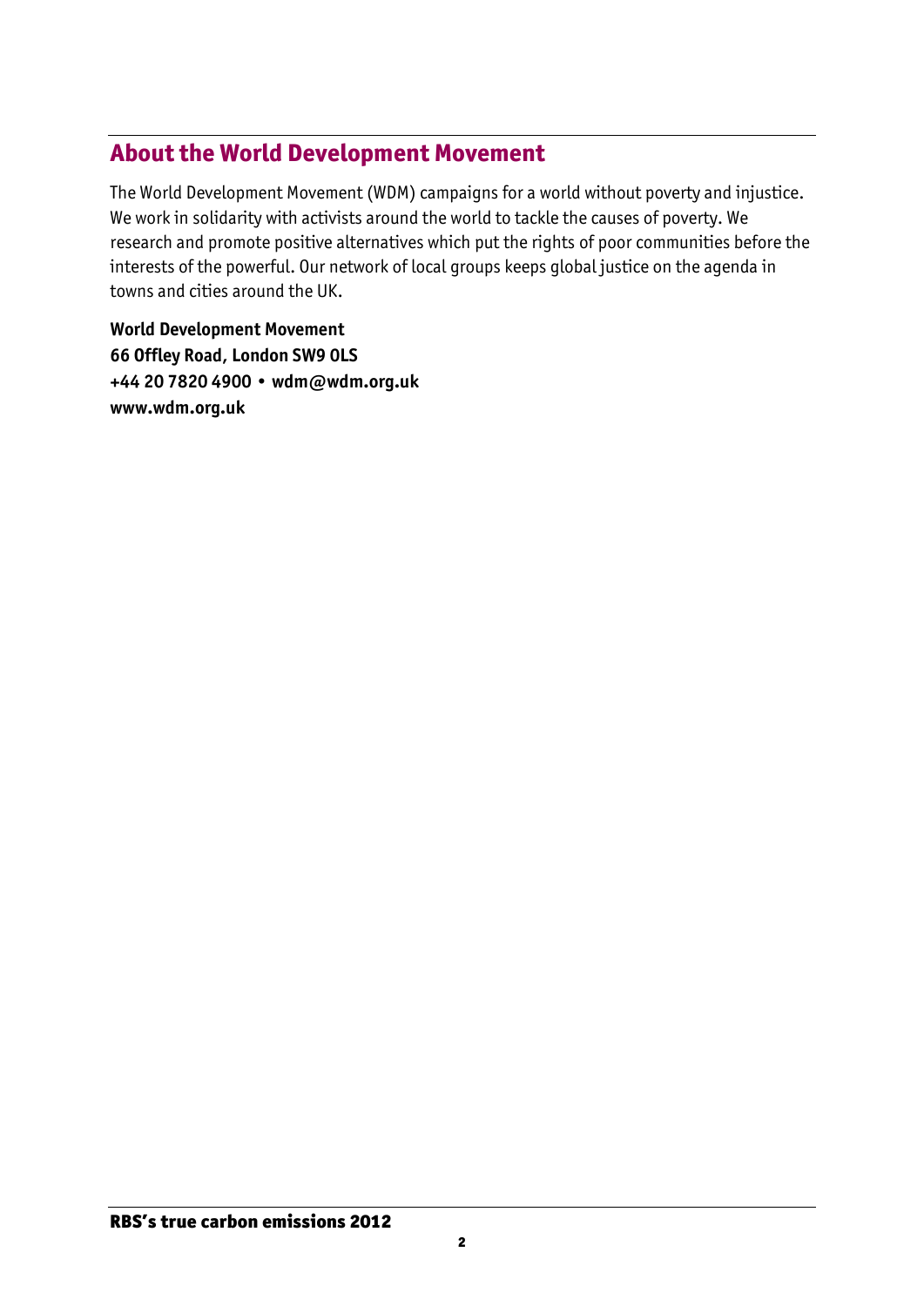## About the World Development Movement

The World Development Movement (WDM) campaigns for a world without poverty and injustice. We work in solidarity with activists around the world to tackle the causes of poverty. We research and promote positive alternatives which put the rights of poor communities before the interests of the powerful. Our network of local groups keeps global justice on the agenda in towns and cities around the UK.

**World Development Movement**
**66 Offley Road, London SW9 0LS**
**+44 20 7820 4900 • wdm@wdm.org.uk**
**www.wdm.org.uk**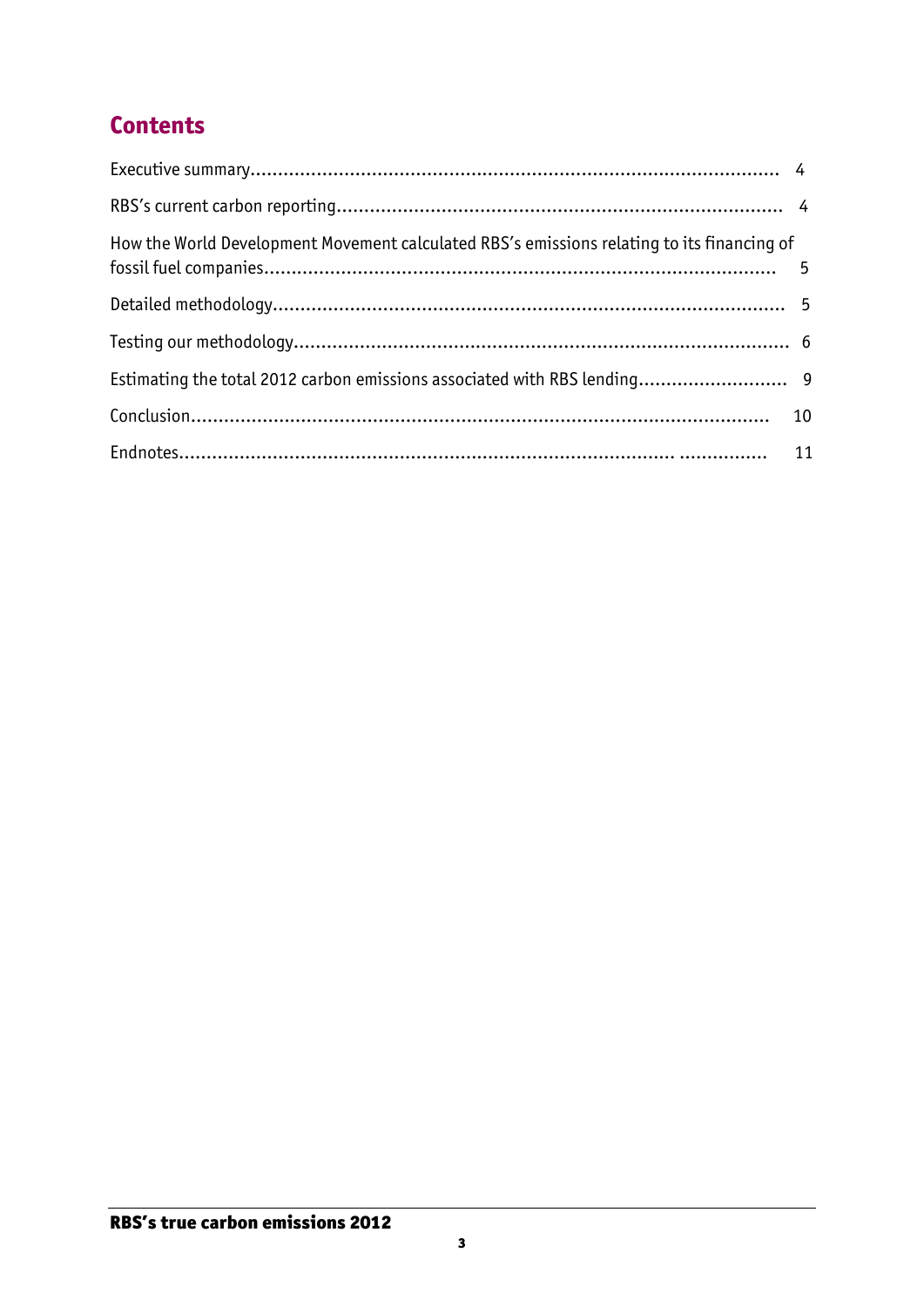## Contents

Executive summary................................................................................................ 4

RBS's current carbon reporting................................................................................ 4

How the World Development Movement calculated RBS's emissions relating to its financing of fossil fuel companies............................................................................................ 5

Detailed methodology............................................................................................ 5

Testing our methodology......................................................................................... 6

Estimating the total 2012 carbon emissions associated with RBS lending........................... 9

Conclusion.......................................................................................................... 10

Endnotes............................................................................................................ 11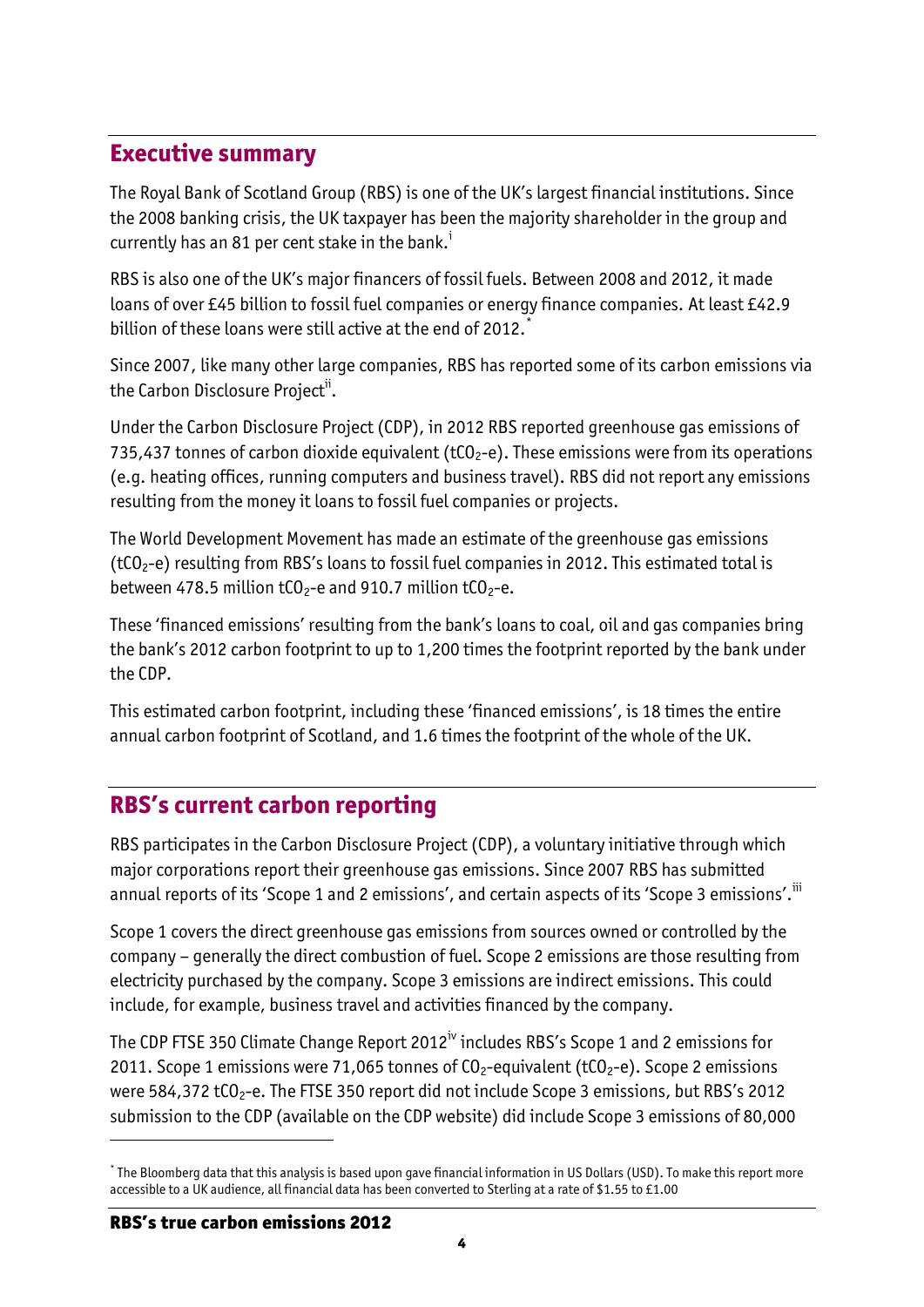## Executive summary

The Royal Bank of Scotland Group (RBS) is one of the UK's largest financial institutions. Since the 2008 banking crisis, the UK taxpayer has been the majority shareholder in the group and currently has an 81 per cent stake in the bank.[i]

RBS is also one of the UK's major financers of fossil fuels. Between 2008 and 2012, it made loans of over £45 billion to fossil fuel companies or energy finance companies. At least £42.9 billion of these loans were still active at the end of 2012.[*]

Since 2007, like many other large companies, RBS has reported some of its carbon emissions via the Carbon Disclosure Project[ii].

Under the Carbon Disclosure Project (CDP), in 2012 RBS reported greenhouse gas emissions of 735,437 tonnes of carbon dioxide equivalent ($tCO_2$-e). These emissions were from its operations (e.g. heating offices, running computers and business travel). RBS did not report any emissions resulting from the money it loans to fossil fuel companies or projects.

The World Development Movement has made an estimate of the greenhouse gas emissions ($tCO_2$-e) resulting from RBS's loans to fossil fuel companies in 2012. This estimated total is between 478.5 million $tCO_2$-e and 910.7 million $tCO_2$-e.

These 'financed emissions' resulting from the bank's loans to coal, oil and gas companies bring the bank's 2012 carbon footprint to up to 1,200 times the footprint reported by the bank under the CDP.

This estimated carbon footprint, including these 'financed emissions', is 18 times the entire annual carbon footprint of Scotland, and 1.6 times the footprint of the whole of the UK.

## RBS's current carbon reporting

RBS participates in the Carbon Disclosure Project (CDP), a voluntary initiative through which major corporations report their greenhouse gas emissions. Since 2007 RBS has submitted annual reports of its 'Scope 1 and 2 emissions', and certain aspects of its 'Scope 3 emissions'.[iii]

Scope 1 covers the direct greenhouse gas emissions from sources owned or controlled by the company – generally the direct combustion of fuel. Scope 2 emissions are those resulting from electricity purchased by the company. Scope 3 emissions are indirect emissions. This could include, for example, business travel and activities financed by the company.

The CDP FTSE 350 Climate Change Report 2012[iv] includes RBS's Scope 1 and 2 emissions for 2011. Scope 1 emissions were 71,065 tonnes of $CO_2$-equivalent ($tCO_2$-e). Scope 2 emissions were 584,372 $tCO_2$-e. The FTSE 350 report did not include Scope 3 emissions, but RBS's 2012 submission to the CDP (available on the CDP website) did include Scope 3 emissions of 80,000

---

[*] The Bloomberg data that this analysis is based upon gave financial information in US Dollars (USD). To make this report more accessible to a UK audience, all financial data has been converted to Sterling at a rate of $1.55 to £1.00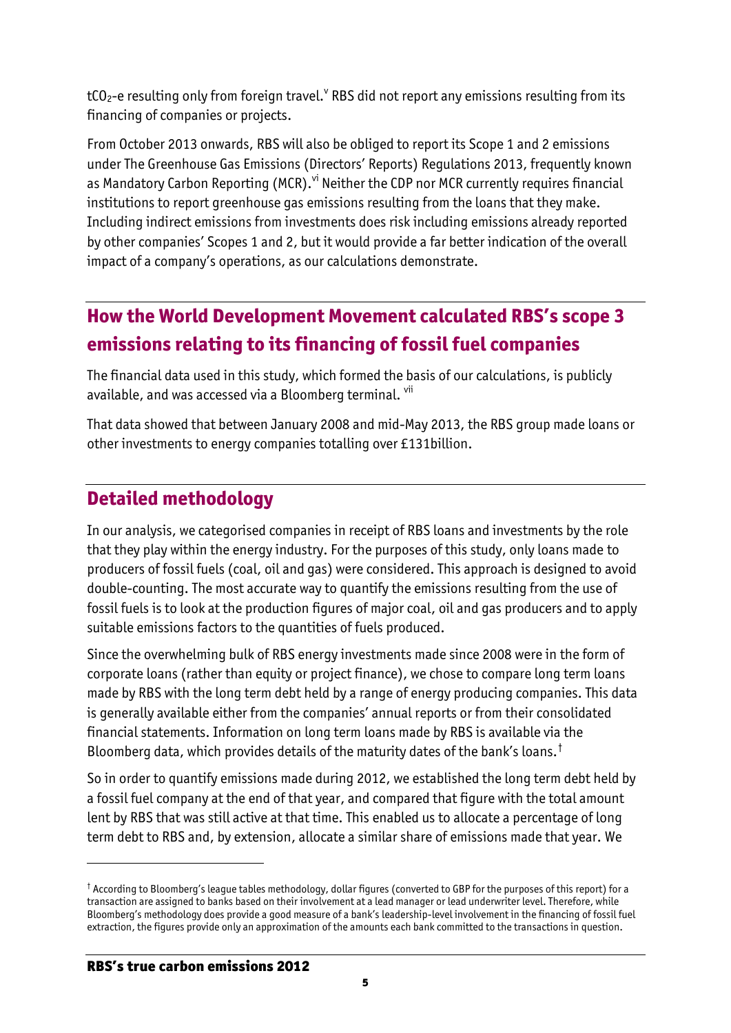$tCO_2$-e resulting only from foreign travel.[v] RBS did not report any emissions resulting from its financing of companies or projects.

From October 2013 onwards, RBS will also be obliged to report its Scope 1 and 2 emissions under The Greenhouse Gas Emissions (Directors' Reports) Regulations 2013, frequently known as Mandatory Carbon Reporting (MCR).[vi] Neither the CDP nor MCR currently requires financial institutions to report greenhouse gas emissions resulting from the loans that they make. Including indirect emissions from investments does risk including emissions already reported by other companies' Scopes 1 and 2, but it would provide a far better indication of the overall impact of a company's operations, as our calculations demonstrate.

## How the World Development Movement calculated RBS's scope 3 emissions relating to its financing of fossil fuel companies

The financial data used in this study, which formed the basis of our calculations, is publicly available, and was accessed via a Bloomberg terminal. [vii]

That data showed that between January 2008 and mid-May 2013, the RBS group made loans or other investments to energy companies totalling over £131billion.

## Detailed methodology

In our analysis, we categorised companies in receipt of RBS loans and investments by the role that they play within the energy industry. For the purposes of this study, only loans made to producers of fossil fuels (coal, oil and gas) were considered. This approach is designed to avoid double-counting. The most accurate way to quantify the emissions resulting from the use of fossil fuels is to look at the production figures of major coal, oil and gas producers and to apply suitable emissions factors to the quantities of fuels produced.

Since the overwhelming bulk of RBS energy investments made since 2008 were in the form of corporate loans (rather than equity or project finance), we chose to compare long term loans made by RBS with the long term debt held by a range of energy producing companies. This data is generally available either from the companies' annual reports or from their consolidated financial statements. Information on long term loans made by RBS is available via the Bloomberg data, which provides details of the maturity dates of the bank's loans.[†]

So in order to quantify emissions made during 2012, we established the long term debt held by a fossil fuel company at the end of that year, and compared that figure with the total amount lent by RBS that was still active at that time. This enabled us to allocate a percentage of long term debt to RBS and, by extension, allocate a similar share of emissions made that year. We

[†] According to Bloomberg's league tables methodology, dollar figures (converted to GBP for the purposes of this report) for a transaction are assigned to banks based on their involvement at a lead manager or lead underwriter level. Therefore, while Bloomberg's methodology does provide a good measure of a bank's leadership-level involvement in the financing of fossil fuel extraction, the figures provide only an approximation of the amounts each bank committed to the transactions in question.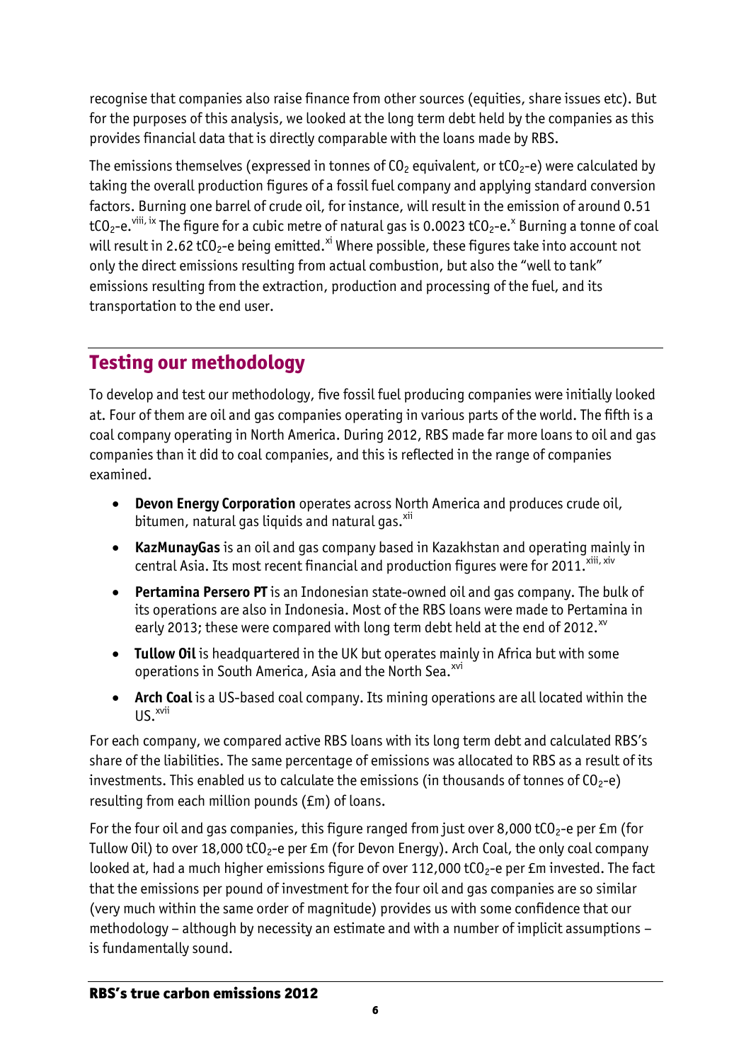recognise that companies also raise finance from other sources (equities, share issues etc). But for the purposes of this analysis, we looked at the long term debt held by the companies as this provides financial data that is directly comparable with the loans made by RBS.

The emissions themselves (expressed in tonnes of $CO_2$ equivalent, or $tCO_2$-e) were calculated by taking the overall production figures of a fossil fuel company and applying standard conversion factors. Burning one barrel of crude oil, for instance, will result in the emission of around 0.51 $tCO_2$-e.[viii, ix] The figure for a cubic metre of natural gas is 0.0023 $tCO_2$-e.[x] Burning a tonne of coal will result in 2.62 $tCO_2$-e being emitted.[xi] Where possible, these figures take into account not only the direct emissions resulting from actual combustion, but also the "well to tank" emissions resulting from the extraction, production and processing of the fuel, and its transportation to the end user.

## Testing our methodology

To develop and test our methodology, five fossil fuel producing companies were initially looked at. Four of them are oil and gas companies operating in various parts of the world. The fifth is a coal company operating in North America. During 2012, RBS made far more loans to oil and gas companies than it did to coal companies, and this is reflected in the range of companies examined.

- **Devon Energy Corporation** operates across North America and produces crude oil, bitumen, natural gas liquids and natural gas.[xii]
- **KazMunayGas** is an oil and gas company based in Kazakhstan and operating mainly in central Asia. Its most recent financial and production figures were for 2011.[xiii, xiv]
- **Pertamina Persero PT** is an Indonesian state-owned oil and gas company. The bulk of its operations are also in Indonesia. Most of the RBS loans were made to Pertamina in early 2013; these were compared with long term debt held at the end of 2012.[xv]
- **Tullow Oil** is headquartered in the UK but operates mainly in Africa but with some operations in South America, Asia and the North Sea.[xvi]
- **Arch Coal** is a US-based coal company. Its mining operations are all located within the US.[xvii]

For each company, we compared active RBS loans with its long term debt and calculated RBS's share of the liabilities. The same percentage of emissions was allocated to RBS as a result of its investments. This enabled us to calculate the emissions (in thousands of tonnes of $CO_2$-e) resulting from each million pounds (£m) of loans.

For the four oil and gas companies, this figure ranged from just over 8,000 $tCO_2$-e per £m (for Tullow Oil) to over 18,000 $tCO_2$-e per £m (for Devon Energy). Arch Coal, the only coal company looked at, had a much higher emissions figure of over 112,000 $tCO_2$-e per £m invested. The fact that the emissions per pound of investment for the four oil and gas companies are so similar (very much within the same order of magnitude) provides us with some confidence that our methodology – although by necessity an estimate and with a number of implicit assumptions – is fundamentally sound.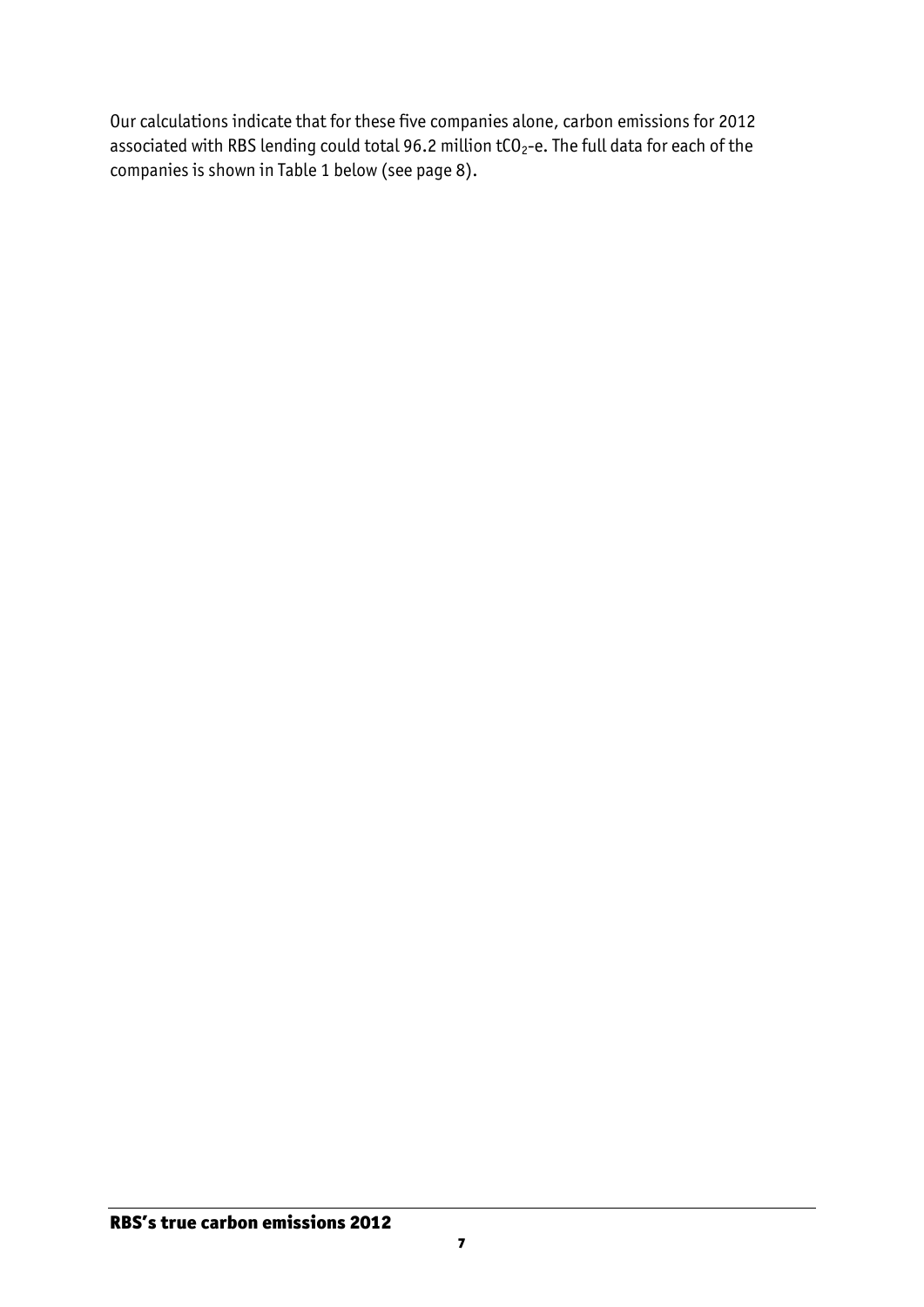Our calculations indicate that for these five companies alone, carbon emissions for 2012 associated with RBS lending could total 96.2 million $tCO_2$-e. The full data for each of the companies is shown in Table 1 below (see page 8).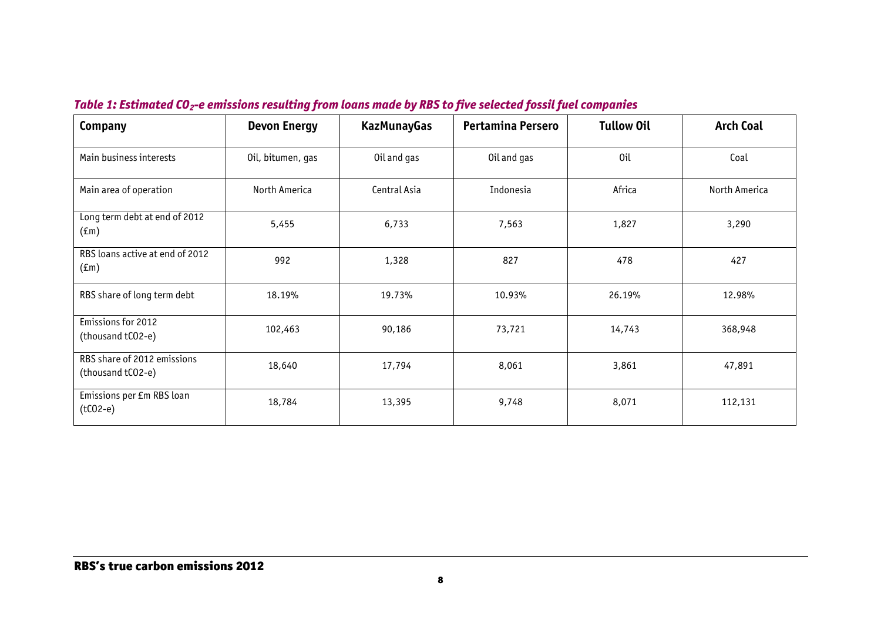*Table 1: Estimated $CO_2$-e emissions resulting from loans made by RBS to five selected fossil fuel companies*

| Company | Devon Energy | KazMunayGas | Pertamina Persero | Tullow Oil | Arch Coal |
|---|---|---|---|---|---|
| Main business interests | Oil, bitumen, gas | Oil and gas | Oil and gas | Oil | Coal |
| Main area of operation | North America | Central Asia | Indonesia | Africa | North America |
| Long term debt at end of 2012 (£m) | 5,455 | 6,733 | 7,563 | 1,827 | 3,290 |
| RBS loans active at end of 2012 (£m) | 992 | 1,328 | 827 | 478 | 427 |
| RBS share of long term debt | 18.19% | 19.73% | 10.93% | 26.19% | 12.98% |
| Emissions for 2012 (thousand tCO2-e) | 102,463 | 90,186 | 73,721 | 14,743 | 368,948 |
| RBS share of 2012 emissions (thousand tCO2-e) | 18,640 | 17,794 | 8,061 | 3,861 | 47,891 |
| Emissions per £m RBS loan (tCO2-e) | 18,784 | 13,395 | 9,748 | 8,071 | 112,131 |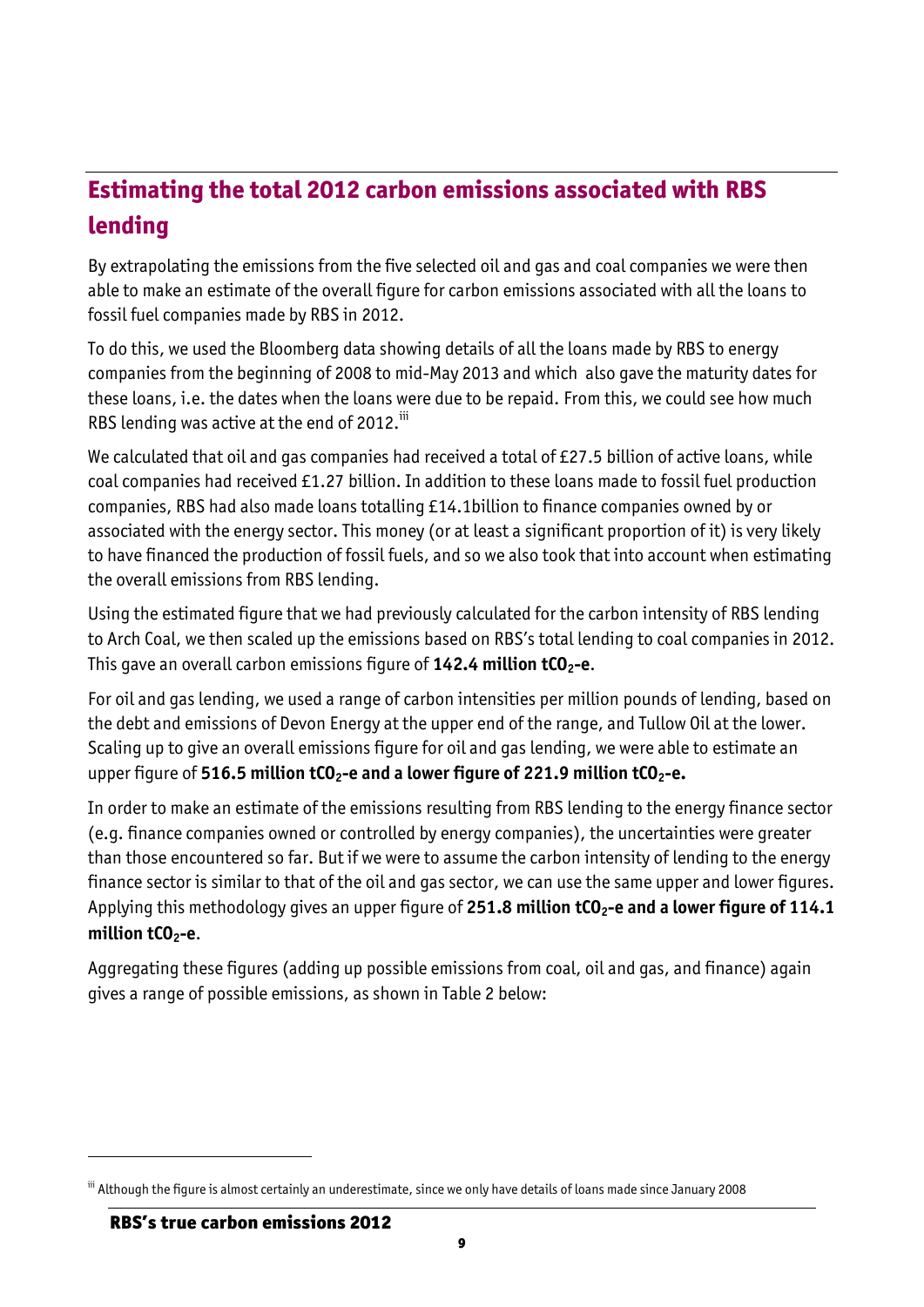## Estimating the total 2012 carbon emissions associated with RBS lending

By extrapolating the emissions from the five selected oil and gas and coal companies we were then able to make an estimate of the overall figure for carbon emissions associated with all the loans to fossil fuel companies made by RBS in 2012.

To do this, we used the Bloomberg data showing details of all the loans made by RBS to energy companies from the beginning of 2008 to mid-May 2013 and which also gave the maturity dates for these loans, i.e. the dates when the loans were due to be repaid. From this, we could see how much RBS lending was active at the end of 2012.[iii]

We calculated that oil and gas companies had received a total of £27.5 billion of active loans, while coal companies had received £1.27 billion. In addition to these loans made to fossil fuel production companies, RBS had also made loans totalling £14.1billion to finance companies owned by or associated with the energy sector. This money (or at least a significant proportion of it) is very likely to have financed the production of fossil fuels, and so we also took that into account when estimating the overall emissions from RBS lending.

Using the estimated figure that we had previously calculated for the carbon intensity of RBS lending to Arch Coal, we then scaled up the emissions based on RBS's total lending to coal companies in 2012. This gave an overall carbon emissions figure of **142.4 million $tCO_2$-e**.

For oil and gas lending, we used a range of carbon intensities per million pounds of lending, based on the debt and emissions of Devon Energy at the upper end of the range, and Tullow Oil at the lower. Scaling up to give an overall emissions figure for oil and gas lending, we were able to estimate an upper figure of **516.5 million $tCO_2$-e and a lower figure of 221.9 million $tCO_2$-e.**

In order to make an estimate of the emissions resulting from RBS lending to the energy finance sector (e.g. finance companies owned or controlled by energy companies), the uncertainties were greater than those encountered so far. But if we were to assume the carbon intensity of lending to the energy finance sector is similar to that of the oil and gas sector, we can use the same upper and lower figures. Applying this methodology gives an upper figure of **251.8 million $tCO_2$-e and a lower figure of 114.1 million $tCO_2$-e**.

Aggregating these figures (adding up possible emissions from coal, oil and gas, and finance) again gives a range of possible emissions, as shown in Table 2 below:

---

[iii] Although the figure is almost certainly an underestimate, since we only have details of loans made since January 2008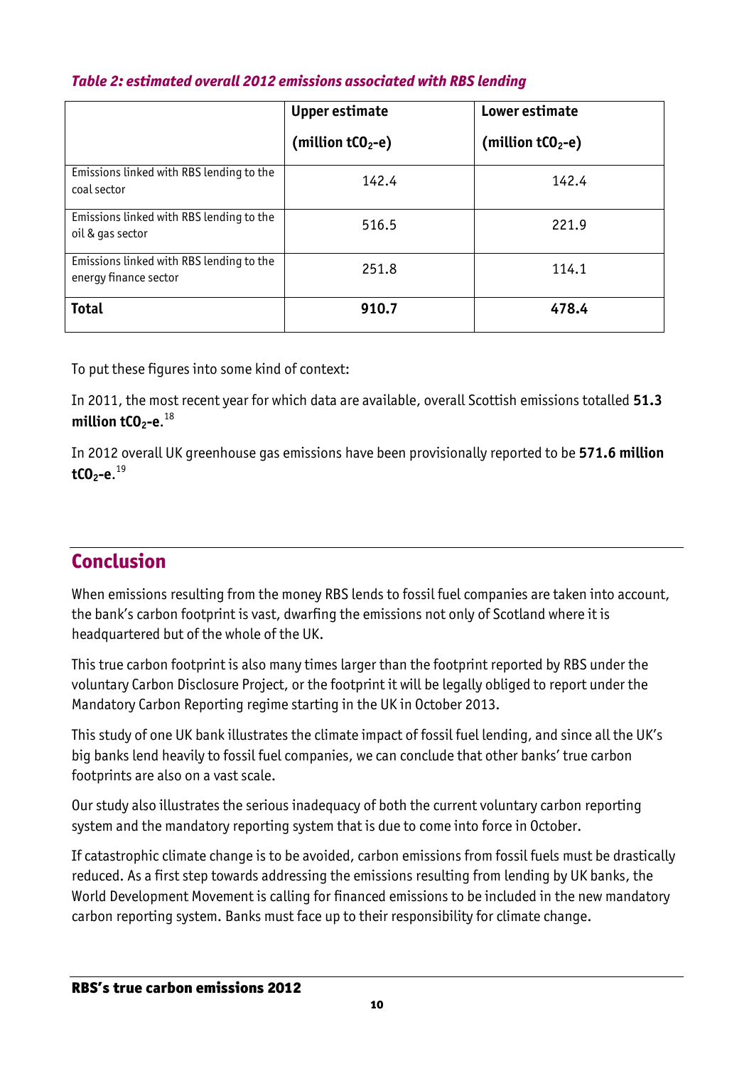*Table 2: estimated overall 2012 emissions associated with RBS lending*

| | Upper estimate (million $tCO_2$-e) | Lower estimate (million $tCO_2$-e) |
|---|---|---|
| Emissions linked with RBS lending to the coal sector | 142.4 | 142.4 |
| Emissions linked with RBS lending to the oil & gas sector | 516.5 | 221.9 |
| Emissions linked with RBS lending to the energy finance sector | 251.8 | 114.1 |
| **Total** | **910.7** | **478.4** |

To put these figures into some kind of context:

In 2011, the most recent year for which data are available, overall Scottish emissions totalled **51.3 million $tCO_2$-e**.[18]

In 2012 overall UK greenhouse gas emissions have been provisionally reported to be **571.6 million $tCO_2$-e**.[19]

## Conclusion

When emissions resulting from the money RBS lends to fossil fuel companies are taken into account, the bank's carbon footprint is vast, dwarfing the emissions not only of Scotland where it is headquartered but of the whole of the UK.

This true carbon footprint is also many times larger than the footprint reported by RBS under the voluntary Carbon Disclosure Project, or the footprint it will be legally obliged to report under the Mandatory Carbon Reporting regime starting in the UK in October 2013.

This study of one UK bank illustrates the climate impact of fossil fuel lending, and since all the UK's big banks lend heavily to fossil fuel companies, we can conclude that other banks' true carbon footprints are also on a vast scale.

Our study also illustrates the serious inadequacy of both the current voluntary carbon reporting system and the mandatory reporting system that is due to come into force in October.

If catastrophic climate change is to be avoided, carbon emissions from fossil fuels must be drastically reduced. As a first step towards addressing the emissions resulting from lending by UK banks, the World Development Movement is calling for financed emissions to be included in the new mandatory carbon reporting system. Banks must face up to their responsibility for climate change.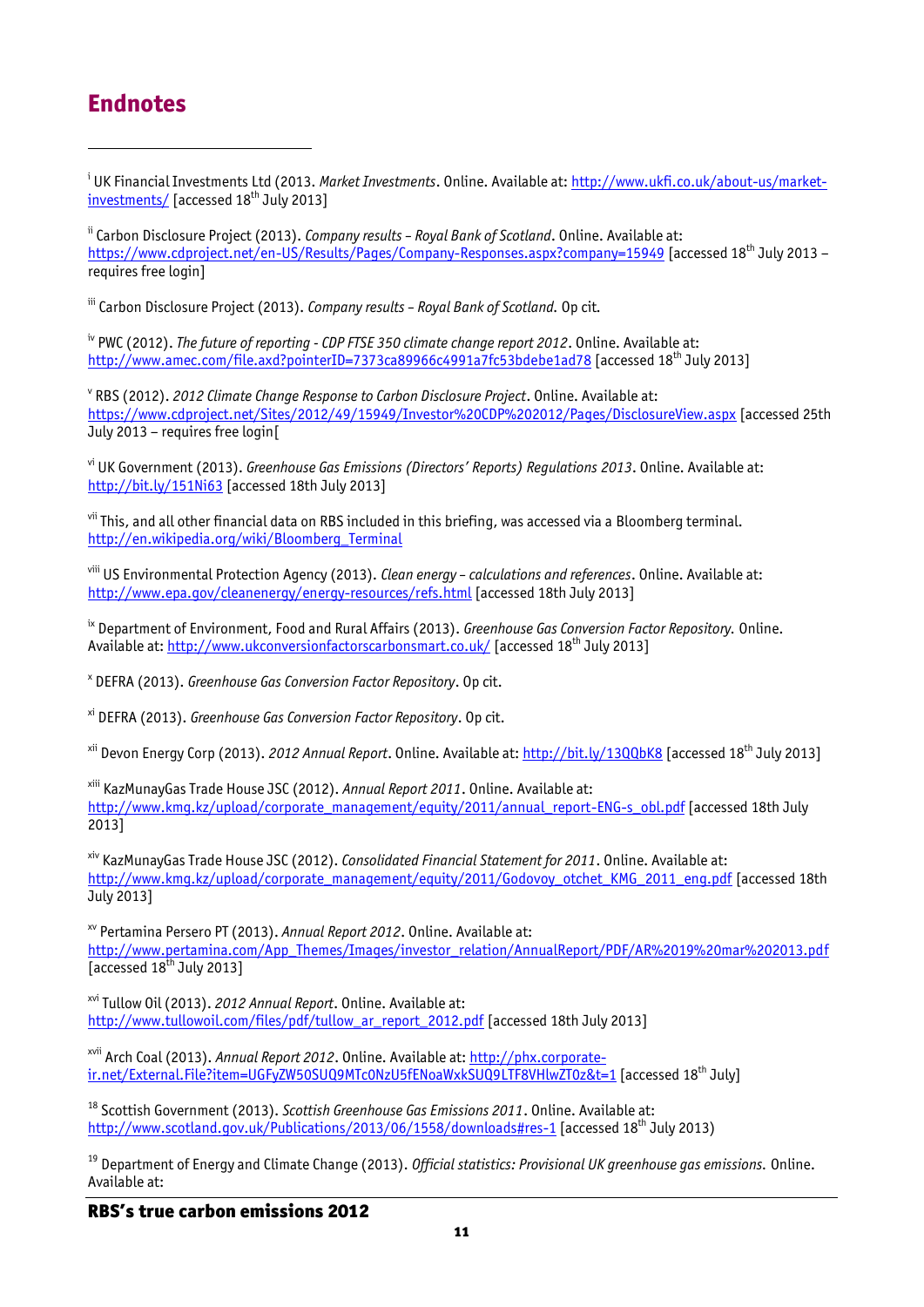# Endnotes

[i] UK Financial Investments Ltd (2013. *Market Investments*. Online. Available at: http://www.ukfi.co.uk/about-us/market-investments/ [accessed 18th July 2013]

[ii] Carbon Disclosure Project (2013). *Company results – Royal Bank of Scotland*. Online. Available at: https://www.cdproject.net/en-US/Results/Pages/Company-Responses.aspx?company=15949 [accessed 18th July 2013 – requires free login]

[iii] Carbon Disclosure Project (2013). *Company results – Royal Bank of Scotland.* Op cit.

[iv] PWC (2012). *The future of reporting - CDP FTSE 350 climate change report 2012*. Online. Available at: http://www.amec.com/file.axd?pointerID=7373ca89966c4991a7fc53bdebe1ad78 [accessed 18th July 2013]

[v] RBS (2012). *2012 Climate Change Response to Carbon Disclosure Project*. Online. Available at: https://www.cdproject.net/Sites/2012/49/15949/Investor%20CDP%202012/Pages/DisclosureView.aspx [accessed 25th July 2013 – requires free login[

[vi] UK Government (2013). *Greenhouse Gas Emissions (Directors' Reports) Regulations 2013*. Online. Available at: http://bit.ly/151Ni63 [accessed 18th July 2013]

[vii] This, and all other financial data on RBS included in this briefing, was accessed via a Bloomberg terminal. http://en.wikipedia.org/wiki/Bloomberg_Terminal

[viii] US Environmental Protection Agency (2013). *Clean energy – calculations and references*. Online. Available at: http://www.epa.gov/cleanenergy/energy-resources/refs.html [accessed 18th July 2013]

[ix] Department of Environment, Food and Rural Affairs (2013). *Greenhouse Gas Conversion Factor Repository.* Online. Available at: http://www.ukconversionfactorscarbonsmart.co.uk/ [accessed 18th July 2013]

[x] DEFRA (2013). *Greenhouse Gas Conversion Factor Repository*. Op cit.

[xi] DEFRA (2013). *Greenhouse Gas Conversion Factor Repository*. Op cit.

[xii] Devon Energy Corp (2013). *2012 Annual Report*. Online. Available at: http://bit.ly/13QQbK8 [accessed 18th July 2013]

[xiii] KazMunayGas Trade House JSC (2012). *Annual Report 2011*. Online. Available at: http://www.kmg.kz/upload/corporate_management/equity/2011/annual_report-ENG-s_obl.pdf [accessed 18th July 2013]

[xiv] KazMunayGas Trade House JSC (2012). *Consolidated Financial Statement for 2011*. Online. Available at: http://www.kmg.kz/upload/corporate_management/equity/2011/Godovoy_otchet_KMG_2011_eng.pdf [accessed 18th July 2013]

[xv] Pertamina Persero PT (2013). *Annual Report 2012*. Online. Available at: http://www.pertamina.com/App_Themes/Images/investor_relation/AnnualReport/PDF/AR%2019%20mar%202013.pdf [accessed 18th July 2013]

[xvi] Tullow Oil (2013). *2012 Annual Report*. Online. Available at: http://www.tullowoil.com/files/pdf/tullow_ar_report_2012.pdf [accessed 18th July 2013]

[xvii] Arch Coal (2013). *Annual Report 2012*. Online. Available at: http://phx.corporate-ir.net/External.File?item=UGFyZW50SUQ9MTc0NzU5fENoaWxkSUQ9LTF8VHlwZT0z&t=1 [accessed 18th July]

[18] Scottish Government (2013). *Scottish Greenhouse Gas Emissions 2011*. Online. Available at: http://www.scotland.gov.uk/Publications/2013/06/1558/downloads#res-1 [accessed 18th July 2013)

[19] Department of Energy and Climate Change (2013). *Official statistics: Provisional UK greenhouse gas emissions.* Online. Available at: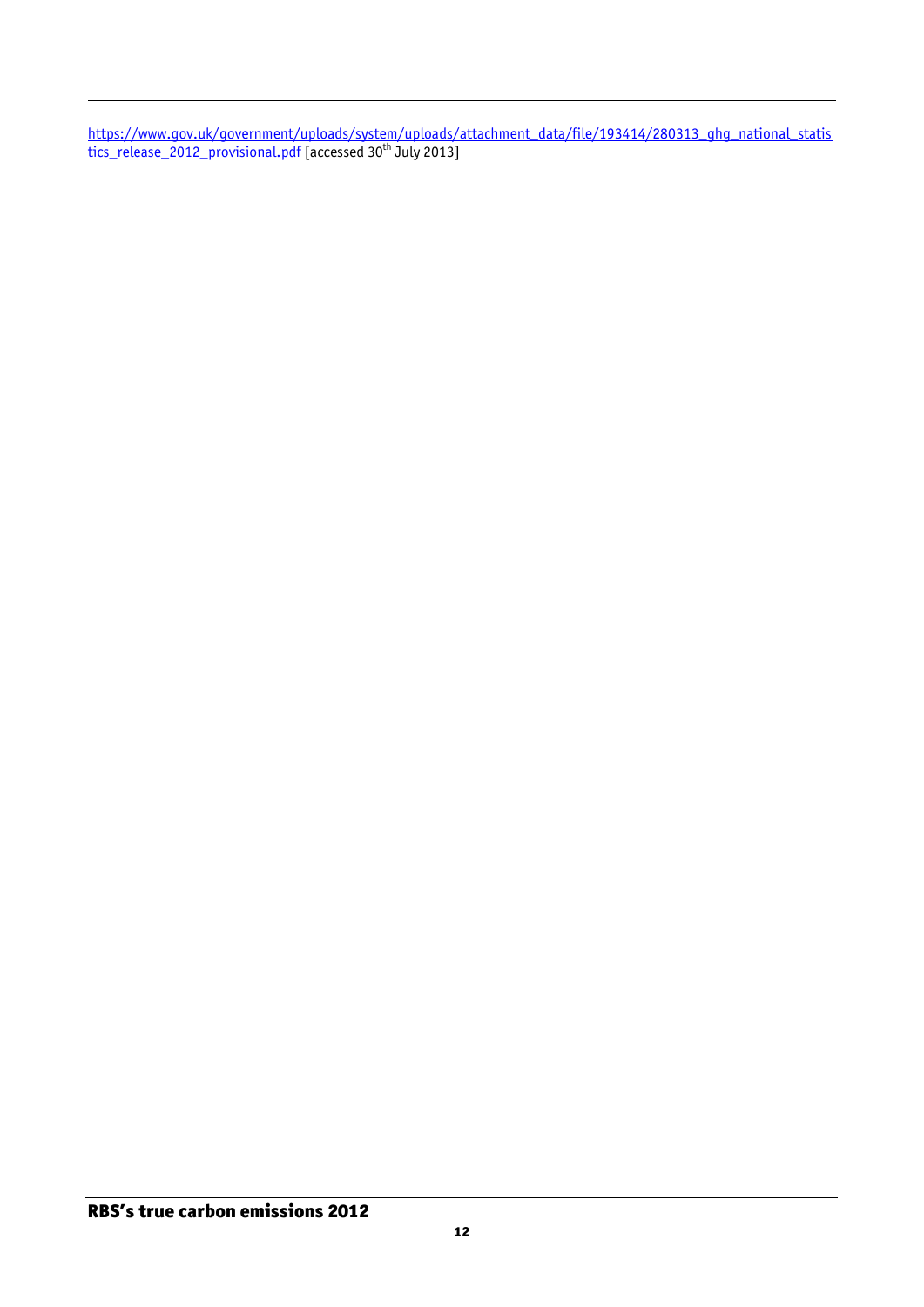https://www.gov.uk/government/uploads/system/uploads/attachment_data/file/193414/280313_ghg_national_statistics_release_2012_provisional.pdf [accessed 30th July 2013]